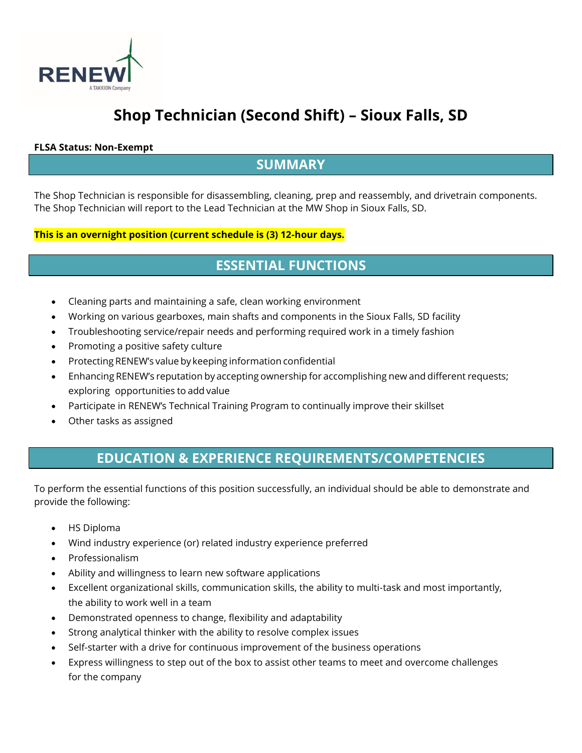# Shop Technician (Second Shift) – Sioux Falls, SD

**FLSA Status: Non-Exempt**

## SUMMARY

The Shop Technician is responsible for disassembling, cleaning, prep and reassembly, and drivetrain components. The Shop Technician will report to the Lead Technician at the MW Shop in Sioux Falls, SD.

**This is an overnight position (current schedule is (3) 12-hour days.**

## ESSENTIAL FUNCTIONS

- Cleaning parts and maintaining a safe, clean working environment
- Working on various gearboxes, main shafts and components in the Sioux Falls, SD facility
- Troubleshooting service/repair needs and performing required work in a timely fashion
- Promoting a positive safety culture
- Protecting RENEW's value by keeping information confidential
- Enhancing RENEW's reputation by accepting ownership for accomplishing new and different requests; exploring opportunities to add value
- Participate in RENEW's Technical Training Program to continually improve their skillset
- Other tasks as assigned

## EDUCATION & EXPERIENCE REQUIREMENTS/COMPETENCIES

To perform the essential functions of this position successfully, an individual should be able to demonstrate and provide the following:

- HS Diploma
- Wind industry experience (or) related industry experience preferred
- Professionalism
- Ability and willingness to learn new software applications
- Excellent organizational skills, communication skills, the ability to multi-task and most importantly, the ability to work well in a team
- Demonstrated openness to change, flexibility and adaptability
- Strong analytical thinker with the ability to resolve complex issues
- Self-starter with a drive for continuous improvement of the business operations
- Express willingness to step out of the box to assist other teams to meet and overcome challenges for the company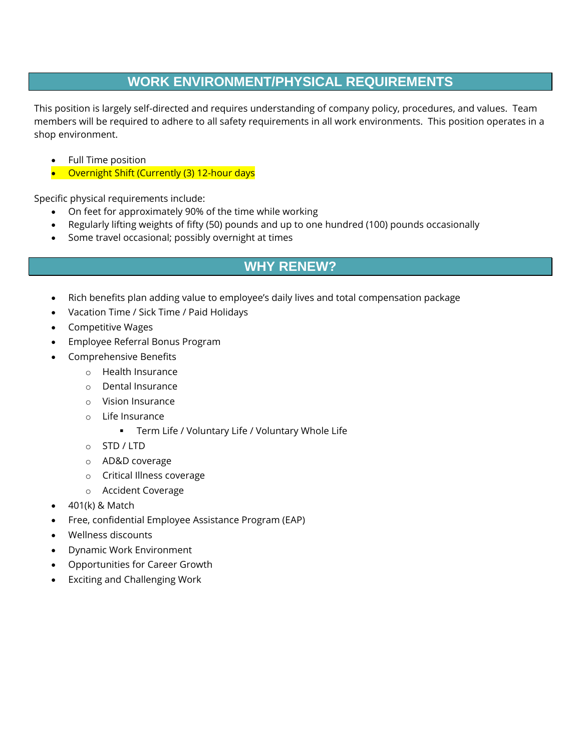## WORK ENVIRONMENT/PHYSICAL REQUIREMENTS

This position is largely self-directed and requires understanding of company policy, procedures, and values. Team members will be required to adhere to all safety requirements in all work environments. This position operates in a shop environment.

- Full Time position
- Overnight Shift (Currently (3) 12-hour days

Specific physical requirements include:

- On feet for approximately 90% of the time while working
- Regularly lifting weights of fifty (50) pounds and up to one hundred (100) pounds occasionally
- Some travel occasional; possibly overnight at times

## WHY RENEW?

- Rich benefits plan adding value to employee's daily lives and total compensation package
- Vacation Time / Sick Time / Paid Holidays
- Competitive Wages
- Employee Referral Bonus Program
- Comprehensive Benefits
  - Health Insurance
  - Dental Insurance
  - Vision Insurance
  - Life Insurance
    - Term Life / Voluntary Life / Voluntary Whole Life
  - STD / LTD
  - AD&D coverage
  - Critical Illness coverage
  - Accident Coverage
- 401(k) & Match
- Free, confidential Employee Assistance Program (EAP)
- Wellness discounts
- Dynamic Work Environment
- Opportunities for Career Growth
- Exciting and Challenging Work